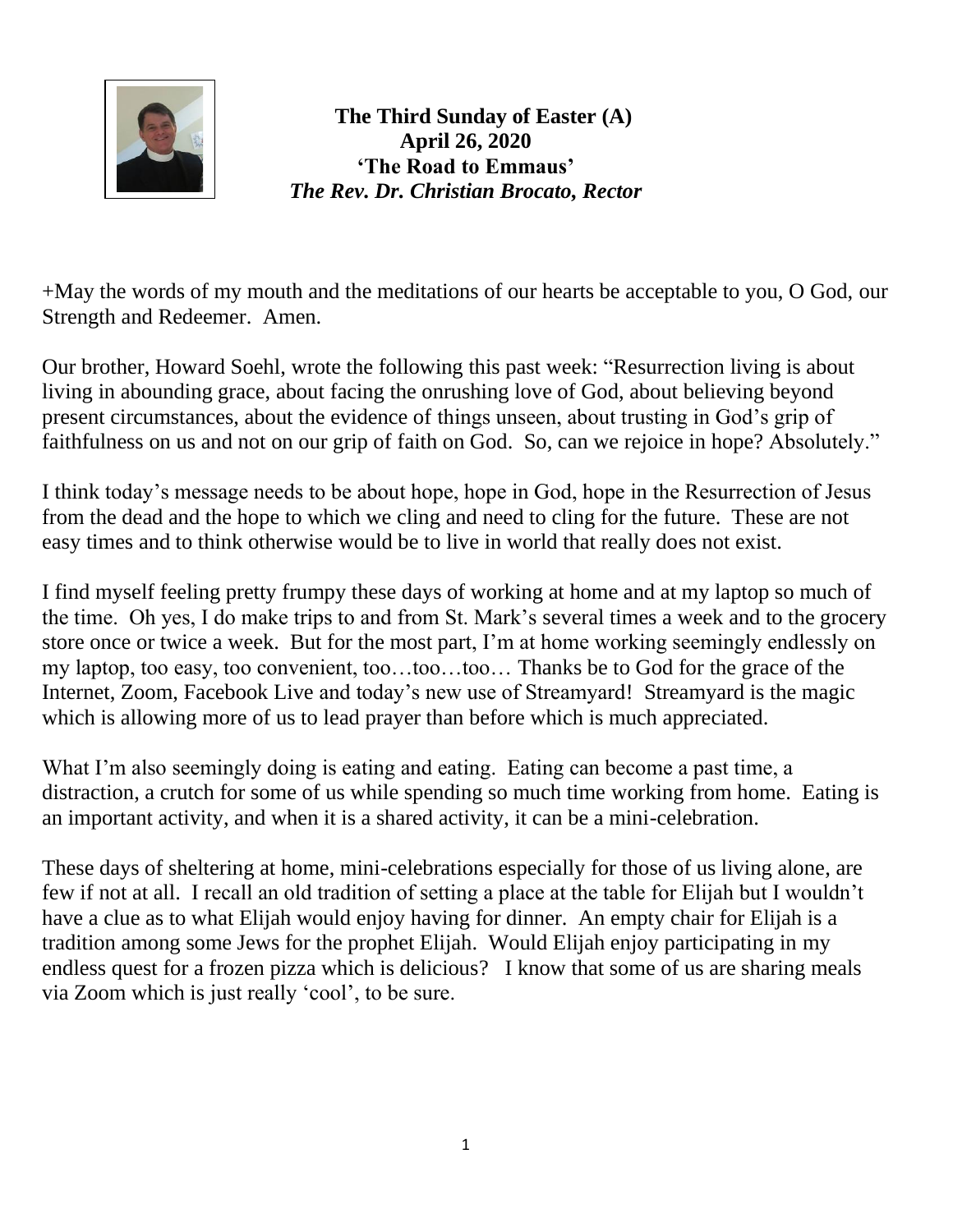**The Third Sunday of Easter (A)**
**April 26, 2020**
**'The Road to Emmaus'**
***The Rev. Dr. Christian Brocato, Rector***

+May the words of my mouth and the meditations of our hearts be acceptable to you, O God, our Strength and Redeemer. Amen.

Our brother, Howard Soehl, wrote the following this past week: "Resurrection living is about living in abounding grace, about facing the onrushing love of God, about believing beyond present circumstances, about the evidence of things unseen, about trusting in God's grip of faithfulness on us and not on our grip of faith on God. So, can we rejoice in hope? Absolutely."

I think today's message needs to be about hope, hope in God, hope in the Resurrection of Jesus from the dead and the hope to which we cling and need to cling for the future. These are not easy times and to think otherwise would be to live in world that really does not exist.

I find myself feeling pretty frumpy these days of working at home and at my laptop so much of the time. Oh yes, I do make trips to and from St. Mark's several times a week and to the grocery store once or twice a week. But for the most part, I'm at home working seemingly endlessly on my laptop, too easy, too convenient, too…too…too… Thanks be to God for the grace of the Internet, Zoom, Facebook Live and today's new use of Streamyard! Streamyard is the magic which is allowing more of us to lead prayer than before which is much appreciated.

What I'm also seemingly doing is eating and eating. Eating can become a past time, a distraction, a crutch for some of us while spending so much time working from home. Eating is an important activity, and when it is a shared activity, it can be a mini-celebration.

These days of sheltering at home, mini-celebrations especially for those of us living alone, are few if not at all. I recall an old tradition of setting a place at the table for Elijah but I wouldn't have a clue as to what Elijah would enjoy having for dinner. An empty chair for Elijah is a tradition among some Jews for the prophet Elijah. Would Elijah enjoy participating in my endless quest for a frozen pizza which is delicious? I know that some of us are sharing meals via Zoom which is just really 'cool', to be sure.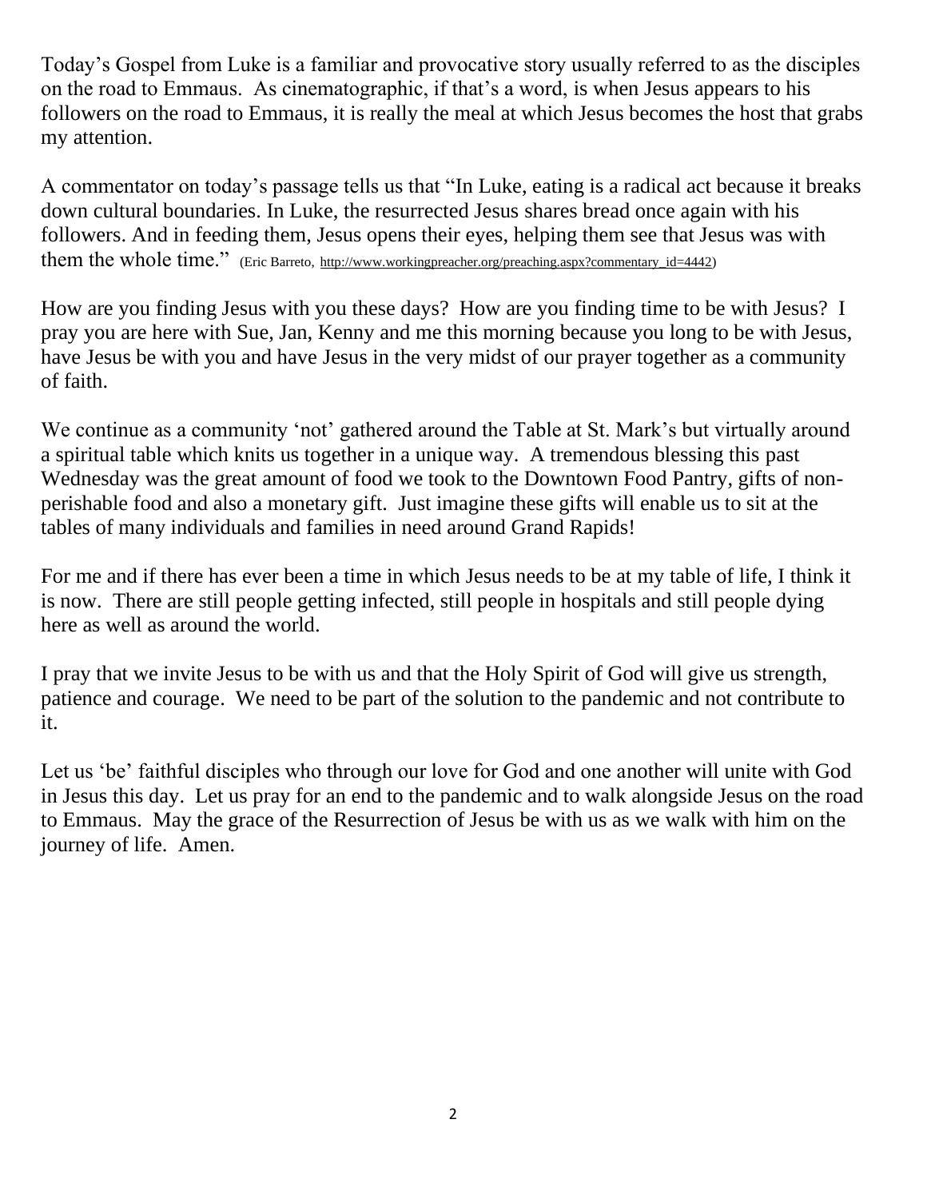Today's Gospel from Luke is a familiar and provocative story usually referred to as the disciples on the road to Emmaus. As cinematographic, if that's a word, is when Jesus appears to his followers on the road to Emmaus, it is really the meal at which Jesus becomes the host that grabs my attention.

A commentator on today's passage tells us that "In Luke, eating is a radical act because it breaks down cultural boundaries. In Luke, the resurrected Jesus shares bread once again with his followers. And in feeding them, Jesus opens their eyes, helping them see that Jesus was with them the whole time." (Eric Barreto, http://www.workingpreacher.org/preaching.aspx?commentary_id=4442)

How are you finding Jesus with you these days? How are you finding time to be with Jesus? I pray you are here with Sue, Jan, Kenny and me this morning because you long to be with Jesus, have Jesus be with you and have Jesus in the very midst of our prayer together as a community of faith.

We continue as a community 'not' gathered around the Table at St. Mark's but virtually around a spiritual table which knits us together in a unique way. A tremendous blessing this past Wednesday was the great amount of food we took to the Downtown Food Pantry, gifts of non-perishable food and also a monetary gift. Just imagine these gifts will enable us to sit at the tables of many individuals and families in need around Grand Rapids!

For me and if there has ever been a time in which Jesus needs to be at my table of life, I think it is now. There are still people getting infected, still people in hospitals and still people dying here as well as around the world.

I pray that we invite Jesus to be with us and that the Holy Spirit of God will give us strength, patience and courage. We need to be part of the solution to the pandemic and not contribute to it.

Let us 'be' faithful disciples who through our love for God and one another will unite with God in Jesus this day. Let us pray for an end to the pandemic and to walk alongside Jesus on the road to Emmaus. May the grace of the Resurrection of Jesus be with us as we walk with him on the journey of life. Amen.